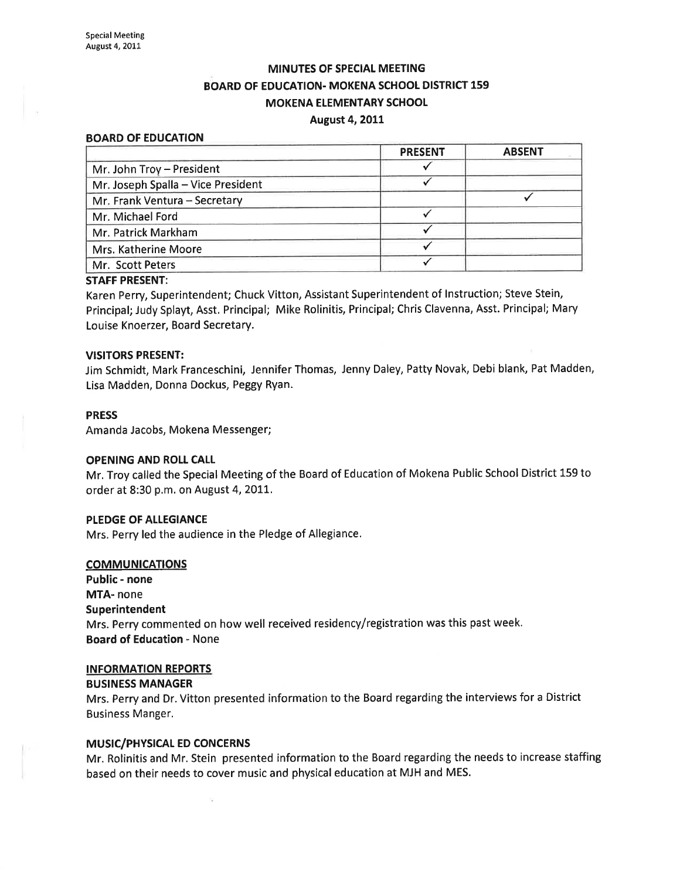# MINUTES OF SPECIAL MEETING
## BOARD OF EDUCATION- MOKENA SCHOOL DISTRICT 159
## MOKENA ELEMENTARY SCHOOL
## August 4, 2011

### BOARD OF EDUCATION

| | PRESENT | ABSENT |
|---|---|---|
| Mr. John Troy – President | ✓ | |
| Mr. Joseph Spalla – Vice President | ✓ | |
| Mr. Frank Ventura – Secretary | | ✓ |
| Mr. Michael Ford | ✓ | |
| Mr. Patrick Markham | ✓ | |
| Mrs. Katherine Moore | ✓ | |
| Mr. Scott Peters | ✓ | |

### STAFF PRESENT:

Karen Perry, Superintendent; Chuck Vitton, Assistant Superintendent of Instruction; Steve Stein, Principal; Judy Splayt, Asst. Principal; Mike Rolinitis, Principal; Chris Clavenna, Asst. Principal; Mary Louise Knoerzer, Board Secretary.

### VISITORS PRESENT:

Jim Schmidt, Mark Franceschini, Jennifer Thomas, Jenny Daley, Patty Novak, Debi blank, Pat Madden, Lisa Madden, Donna Dockus, Peggy Ryan.

### PRESS

Amanda Jacobs, Mokena Messenger;

### OPENING AND ROLL CALL

Mr. Troy called the Special Meeting of the Board of Education of Mokena Public School District 159 to order at 8:30 p.m. on August 4, 2011.

### PLEDGE OF ALLEGIANCE

Mrs. Perry led the audience in the Pledge of Allegiance.

### COMMUNICATIONS

**Public - none**

**MTA-** none

**Superintendent**

Mrs. Perry commented on how well received residency/registration was this past week.

**Board of Education** - None

### INFORMATION REPORTS

### BUSINESS MANAGER

Mrs. Perry and Dr. Vitton presented information to the Board regarding the interviews for a District Business Manger.

### MUSIC/PHYSICAL ED CONCERNS

Mr. Rolinitis and Mr. Stein presented information to the Board regarding the needs to increase staffing based on their needs to cover music and physical education at MJH and MES.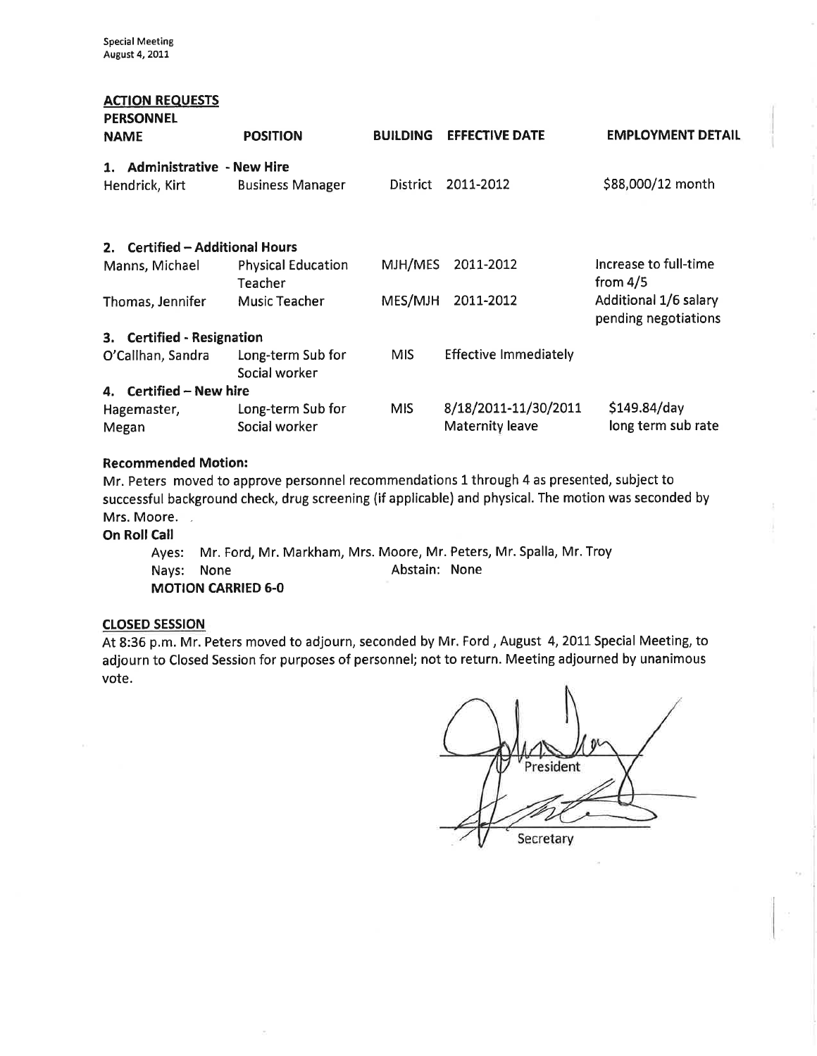## ACTION REQUESTS

### PERSONNEL

| NAME | POSITION | BUILDING | EFFECTIVE DATE | EMPLOYMENT DETAIL |
|---|---|---|---|---|
| **1. Administrative - New Hire** | | | | |
| Hendrick, Kirt | Business Manager | District | 2011-2012 | $88,000/12 month |
| **2. Certified – Additional Hours** | | | | |
| Manns, Michael | Physical Education Teacher | MJH/MES | 2011-2012 | Increase to full-time from 4/5 |
| Thomas, Jennifer | Music Teacher | MES/MJH | 2011-2012 | Additional 1/6 salary pending negotiations |
| **3. Certified - Resignation** | | | | |
| O'Callhan, Sandra | Long-term Sub for Social worker | MIS | Effective Immediately | |
| **4. Certified – New hire** | | | | |
| Hagemaster, Megan | Long-term Sub for Social worker | MIS | 8/18/2011-11/30/2011 Maternity leave | $149.84/day long term sub rate |

**Recommended Motion:**

Mr. Peters moved to approve personnel recommendations 1 through 4 as presented, subject to successful background check, drug screening (if applicable) and physical. The motion was seconded by Mrs. Moore.

**On Roll Call**

Ayes: Mr. Ford, Mr. Markham, Mrs. Moore, Mr. Peters, Mr. Spalla, Mr. Troy

Nays: None Abstain: None

**MOTION CARRIED 6-0**

## CLOSED SESSION

At 8:36 p.m. Mr. Peters moved to adjourn, seconded by Mr. Ford , August 4, 2011 Special Meeting, to adjourn to Closed Session for purposes of personnel; not to return. Meeting adjourned by unanimous vote.

President

Secretary